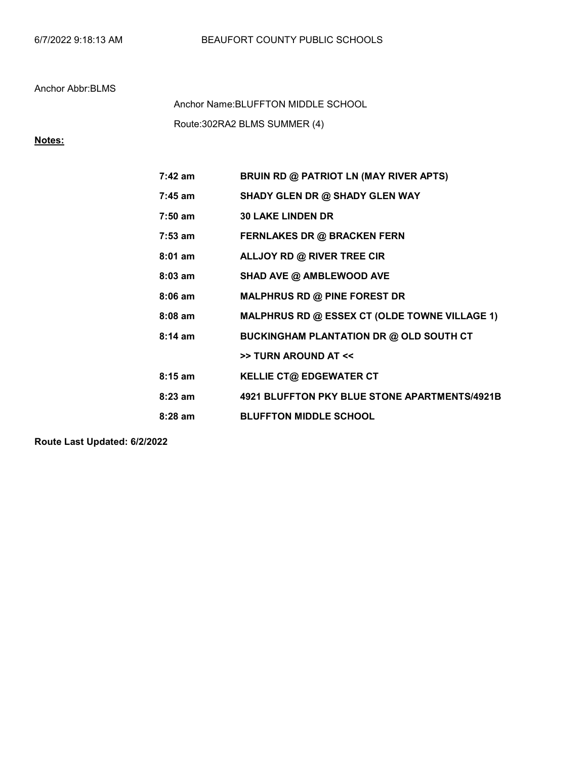6/7/2022 9:18:13 AM BEAUFORT COUNTY PUBLIC SCHOOLS

Anchor Abbr:BLMS

Anchor Name:BLUFFTON MIDDLE SCHOOL

Route:302RA2 BLMS SUMMER (4)

**Notes:**

| | |
|---|---|
| **7:42 am** | **BRUIN RD @ PATRIOT LN (MAY RIVER APTS)** |
| **7:45 am** | **SHADY GLEN DR @ SHADY GLEN WAY** |
| **7:50 am** | **30 LAKE LINDEN DR** |
| **7:53 am** | **FERNLAKES DR @ BRACKEN FERN** |
| **8:01 am** | **ALLJOY RD @ RIVER TREE CIR** |
| **8:03 am** | **SHAD AVE @ AMBLEWOOD AVE** |
| **8:06 am** | **MALPHRUS RD @ PINE FOREST DR** |
| **8:08 am** | **MALPHRUS RD @ ESSEX CT (OLDE TOWNE VILLAGE 1)** |
| **8:14 am** | **BUCKINGHAM PLANTATION DR @ OLD SOUTH CT** |
| | **>> TURN AROUND AT <<** |
| **8:15 am** | **KELLIE CT@ EDGEWATER CT** |
| **8:23 am** | **4921 BLUFFTON PKY BLUE STONE APARTMENTS/4921B** |
| **8:28 am** | **BLUFFTON MIDDLE SCHOOL** |

**Route Last Updated: 6/2/2022**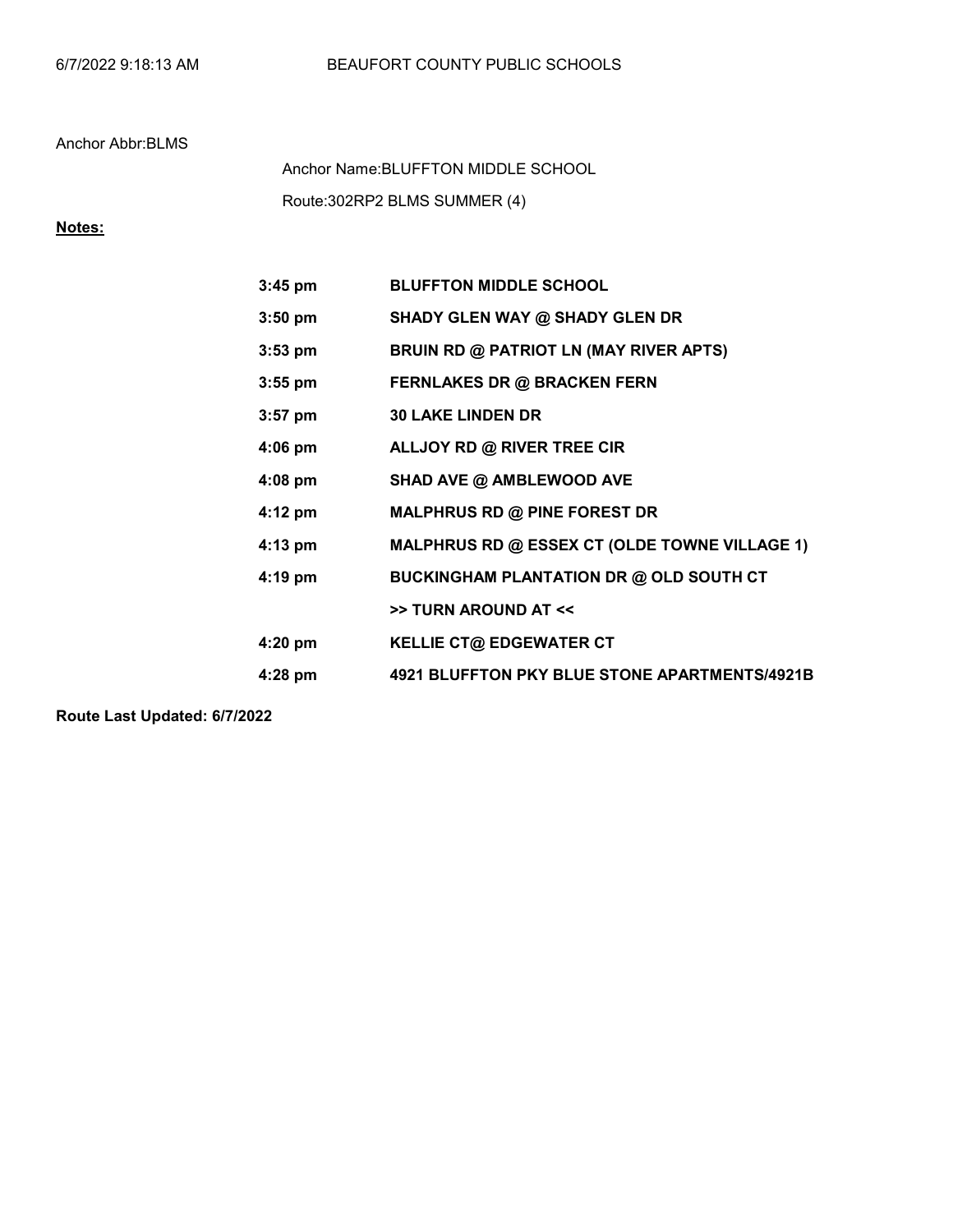Anchor Abbr:BLMS

Anchor Name:BLUFFTON MIDDLE SCHOOL

Route:302RP2 BLMS SUMMER (4)

**Notes:**

| | |
|---|---|
| **3:45 pm** | **BLUFFTON MIDDLE SCHOOL** |
| **3:50 pm** | **SHADY GLEN WAY @ SHADY GLEN DR** |
| **3:53 pm** | **BRUIN RD @ PATRIOT LN (MAY RIVER APTS)** |
| **3:55 pm** | **FERNLAKES DR @ BRACKEN FERN** |
| **3:57 pm** | **30 LAKE LINDEN DR** |
| **4:06 pm** | **ALLJOY RD @ RIVER TREE CIR** |
| **4:08 pm** | **SHAD AVE @ AMBLEWOOD AVE** |
| **4:12 pm** | **MALPHRUS RD @ PINE FOREST DR** |
| **4:13 pm** | **MALPHRUS RD @ ESSEX CT (OLDE TOWNE VILLAGE 1)** |
| **4:19 pm** | **BUCKINGHAM PLANTATION DR @ OLD SOUTH CT** |
| | **>> TURN AROUND AT <<** |
| **4:20 pm** | **KELLIE CT@ EDGEWATER CT** |
| **4:28 pm** | **4921 BLUFFTON PKY BLUE STONE APARTMENTS/4921B** |

**Route Last Updated: 6/7/2022**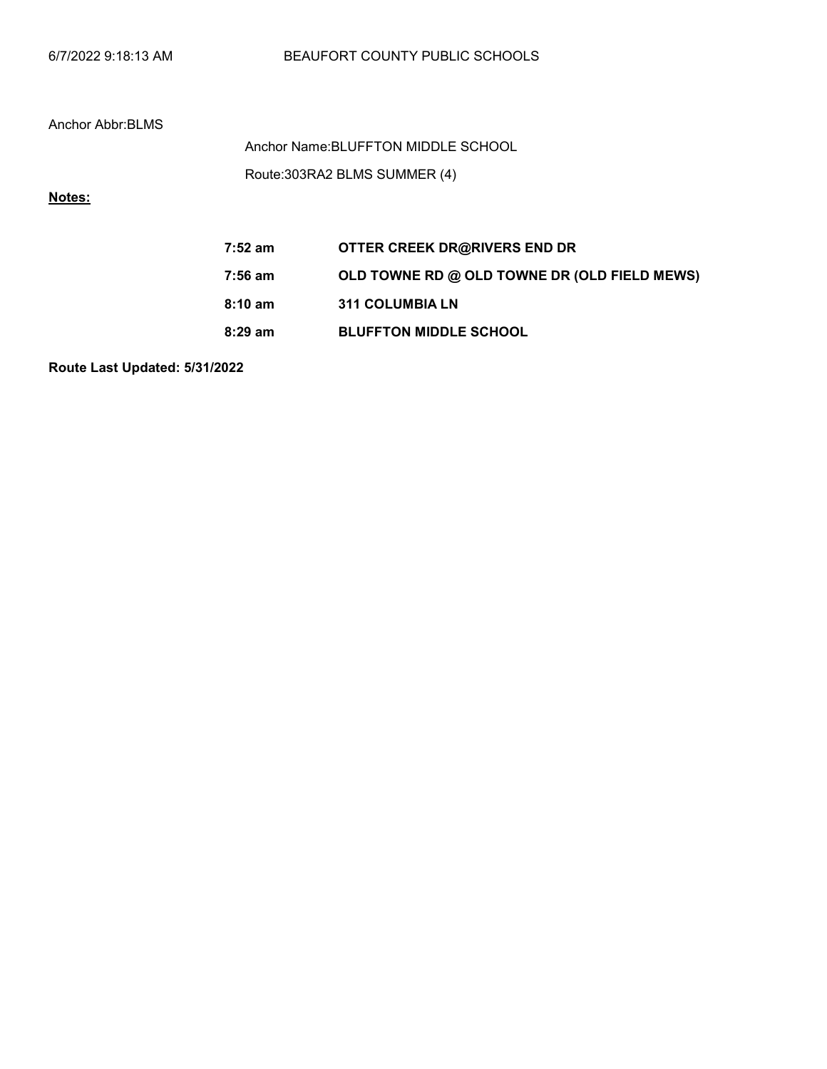Anchor Abbr:BLMS

Anchor Name:BLUFFTON MIDDLE SCHOOL

Route:303RA2 BLMS SUMMER (4)

**Notes:**

| | |
|---|---|
| **7:52 am** | **OTTER CREEK DR@RIVERS END DR** |
| **7:56 am** | **OLD TOWNE RD @ OLD TOWNE DR (OLD FIELD MEWS)** |
| **8:10 am** | **311 COLUMBIA LN** |
| **8:29 am** | **BLUFFTON MIDDLE SCHOOL** |

**Route Last Updated: 5/31/2022**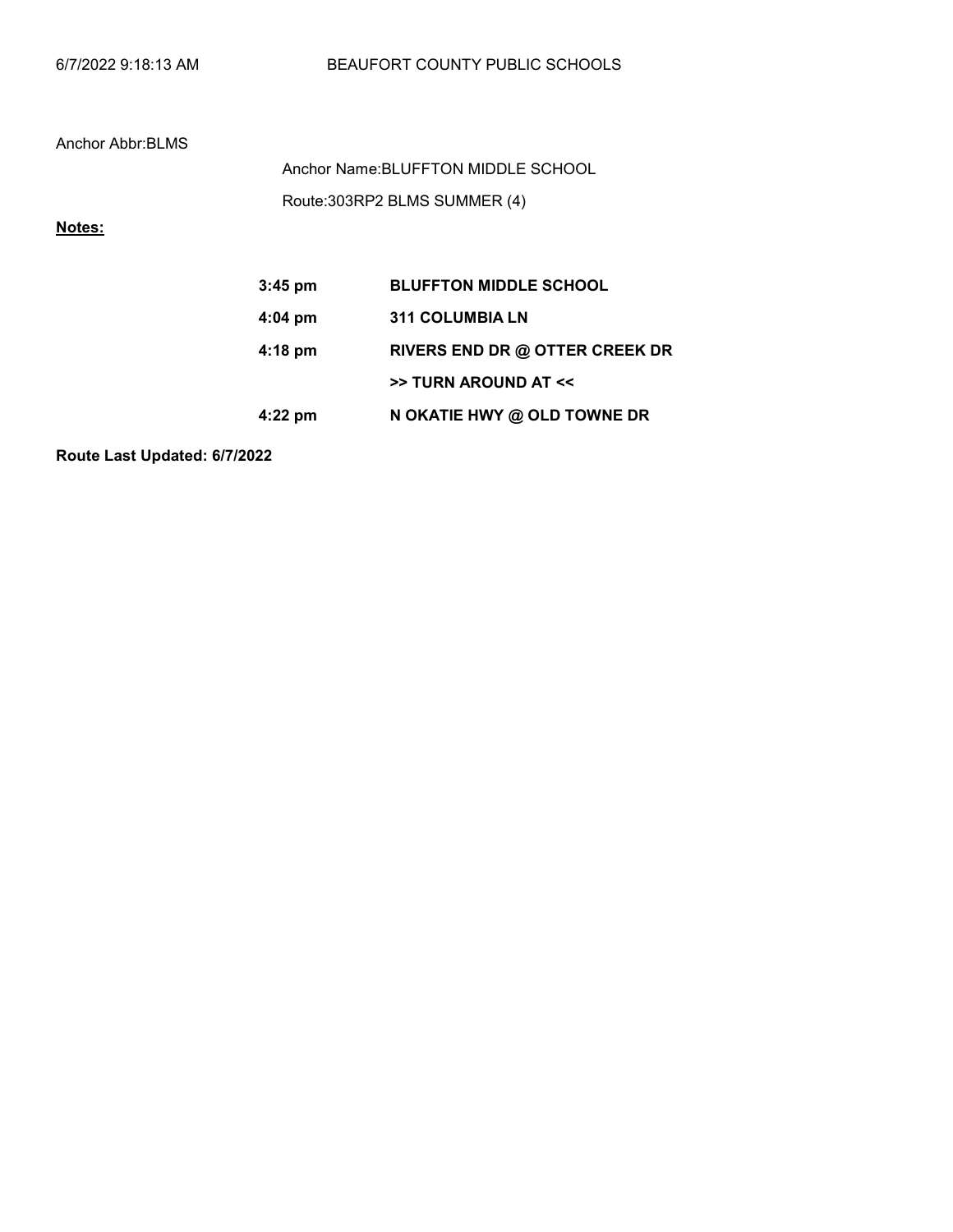Anchor Abbr:BLMS

Anchor Name:BLUFFTON MIDDLE SCHOOL

Route:303RP2 BLMS SUMMER (4)

**Notes:**

| | |
|---|---|
| **3:45 pm** | **BLUFFTON MIDDLE SCHOOL** |
| **4:04 pm** | **311 COLUMBIA LN** |
| **4:18 pm** | **RIVERS END DR @ OTTER CREEK DR** |
| | **>> TURN AROUND AT <<** |
| **4:22 pm** | **N OKATIE HWY @ OLD TOWNE DR** |

**Route Last Updated: 6/7/2022**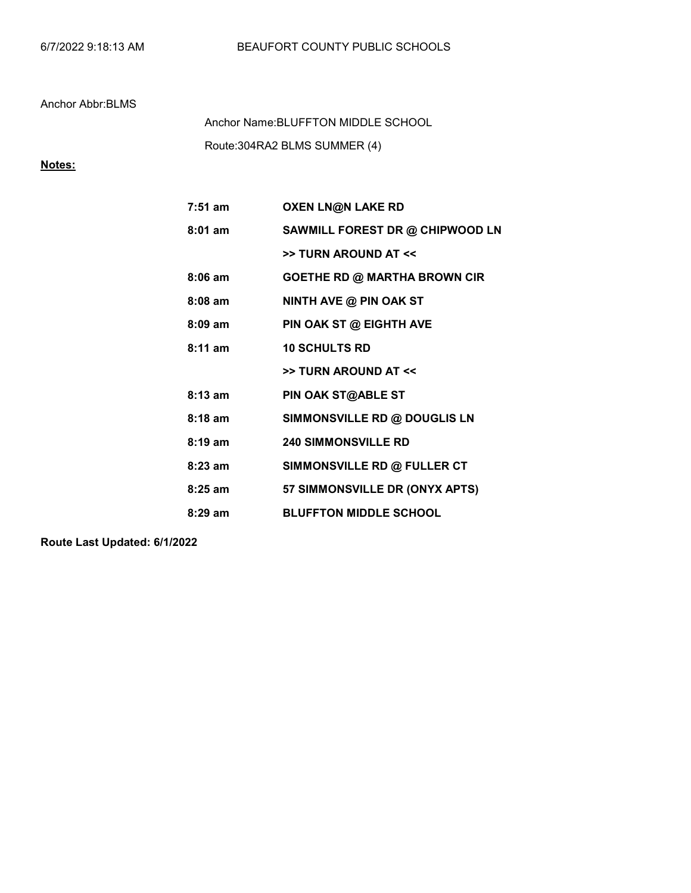Anchor Abbr:BLMS

Anchor Name:BLUFFTON MIDDLE SCHOOL

Route:304RA2 BLMS SUMMER (4)

**Notes:**

| | |
|---|---|
| **7:51 am** | **OXEN LN@N LAKE RD** |
| **8:01 am** | **SAWMILL FOREST DR @ CHIPWOOD LN** |
| | **>> TURN AROUND AT <<** |
| **8:06 am** | **GOETHE RD @ MARTHA BROWN CIR** |
| **8:08 am** | **NINTH AVE @ PIN OAK ST** |
| **8:09 am** | **PIN OAK ST @ EIGHTH AVE** |
| **8:11 am** | **10 SCHULTS RD** |
| | **>> TURN AROUND AT <<** |
| **8:13 am** | **PIN OAK ST@ABLE ST** |
| **8:18 am** | **SIMMONSVILLE RD @ DOUGLIS LN** |
| **8:19 am** | **240 SIMMONSVILLE RD** |
| **8:23 am** | **SIMMONSVILLE RD @ FULLER CT** |
| **8:25 am** | **57 SIMMONSVILLE DR (ONYX APTS)** |
| **8:29 am** | **BLUFFTON MIDDLE SCHOOL** |

**Route Last Updated: 6/1/2022**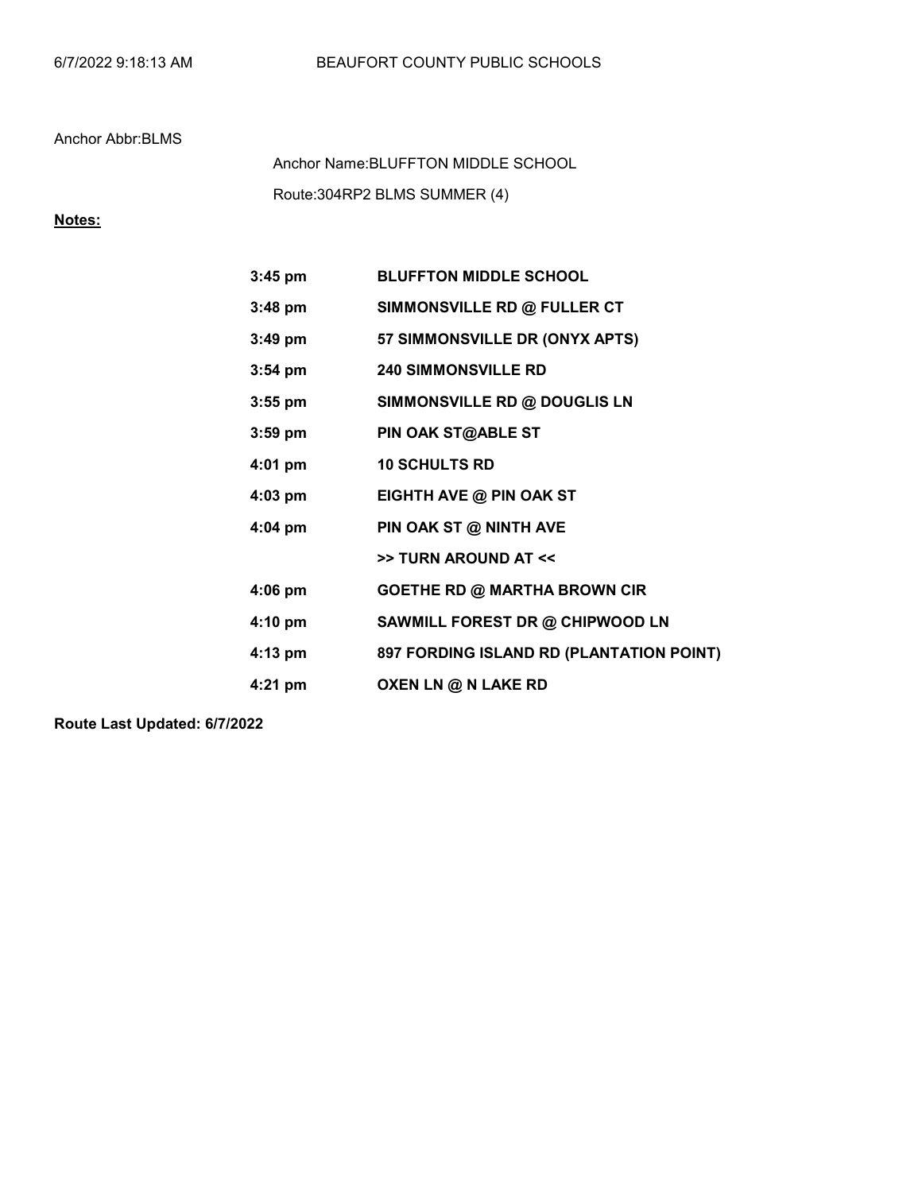Anchor Abbr:BLMS

Anchor Name:BLUFFTON MIDDLE SCHOOL

Route:304RP2 BLMS SUMMER (4)

**Notes:**

| | |
|---|---|
| **3:45 pm** | **BLUFFTON MIDDLE SCHOOL** |
| **3:48 pm** | **SIMMONSVILLE RD @ FULLER CT** |
| **3:49 pm** | **57 SIMMONSVILLE DR (ONYX APTS)** |
| **3:54 pm** | **240 SIMMONSVILLE RD** |
| **3:55 pm** | **SIMMONSVILLE RD @ DOUGLIS LN** |
| **3:59 pm** | **PIN OAK ST@ABLE ST** |
| **4:01 pm** | **10 SCHULTS RD** |
| **4:03 pm** | **EIGHTH AVE @ PIN OAK ST** |
| **4:04 pm** | **PIN OAK ST @ NINTH AVE** |
| | **>> TURN AROUND AT <<** |
| **4:06 pm** | **GOETHE RD @ MARTHA BROWN CIR** |
| **4:10 pm** | **SAWMILL FOREST DR @ CHIPWOOD LN** |
| **4:13 pm** | **897 FORDING ISLAND RD (PLANTATION POINT)** |
| **4:21 pm** | **OXEN LN @ N LAKE RD** |

**Route Last Updated: 6/7/2022**